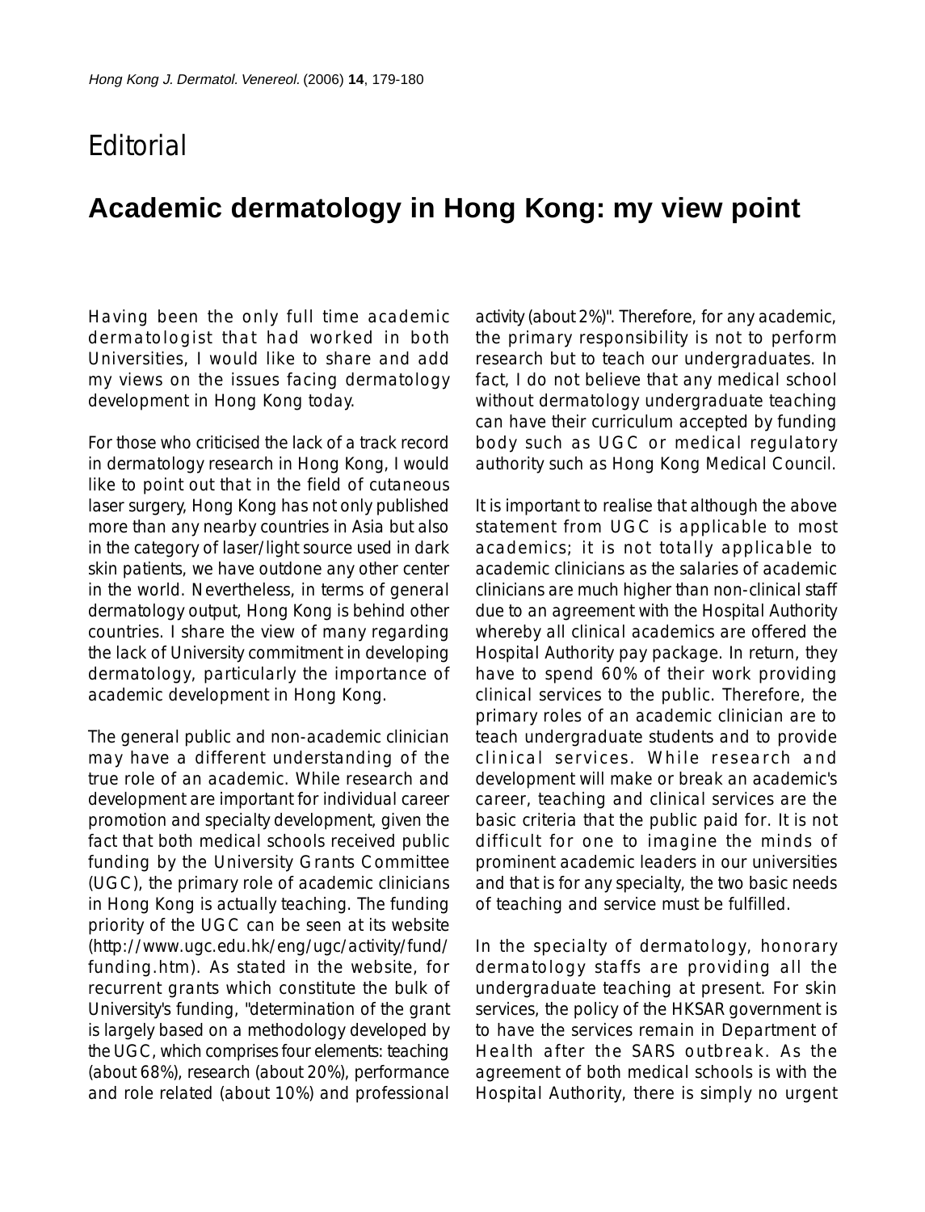Editorial

# Academic dermatology in Hong Kong: my view point

Having been the only full time academic dermatologist that had worked in both Universities, I would like to share and add my views on the issues facing dermatology development in Hong Kong today.

For those who criticised the lack of a track record in dermatology research in Hong Kong, I would like to point out that in the field of cutaneous laser surgery, Hong Kong has not only published more than any nearby countries in Asia but also in the category of laser/light source used in dark skin patients, we have outdone any other center in the world. Nevertheless, in terms of general dermatology output, Hong Kong is behind other countries. I share the view of many regarding the lack of University commitment in developing dermatology, particularly the importance of academic development in Hong Kong.

The general public and non-academic clinician may have a different understanding of the true role of an academic. While research and development are important for individual career promotion and specialty development, given the fact that both medical schools received public funding by the University Grants Committee (UGC), the primary role of academic clinicians in Hong Kong is actually teaching. The funding priority of the UGC can be seen at its website (http://www.ugc.edu.hk/eng/ugc/activity/fund/funding.htm). As stated in the website, for recurrent grants which constitute the bulk of University's funding, "determination of the grant is largely based on a methodology developed by the UGC, which comprises four elements: teaching (about 68%), research (about 20%), performance and role related (about 10%) and professional activity (about 2%)". Therefore, for any academic, the primary responsibility is not to perform research but to teach our undergraduates. In fact, I do not believe that any medical school without dermatology undergraduate teaching can have their curriculum accepted by funding body such as UGC or medical regulatory authority such as Hong Kong Medical Council.

It is important to realise that although the above statement from UGC is applicable to most academics; it is not totally applicable to academic clinicians as the salaries of academic clinicians are much higher than non-clinical staff due to an agreement with the Hospital Authority whereby all clinical academics are offered the Hospital Authority pay package. In return, they have to spend 60% of their work providing clinical services to the public. Therefore, the primary roles of an academic clinician are to teach undergraduate students and to provide clinical services. While research and development will make or break an academic's career, teaching and clinical services are the basic criteria that the public paid for. It is not difficult for one to imagine the minds of prominent academic leaders in our universities and that is for any specialty, the two basic needs of teaching and service must be fulfilled.

In the specialty of dermatology, honorary dermatology staffs are providing all the undergraduate teaching at present. For skin services, the policy of the HKSAR government is to have the services remain in Department of Health after the SARS outbreak. As the agreement of both medical schools is with the Hospital Authority, there is simply no urgent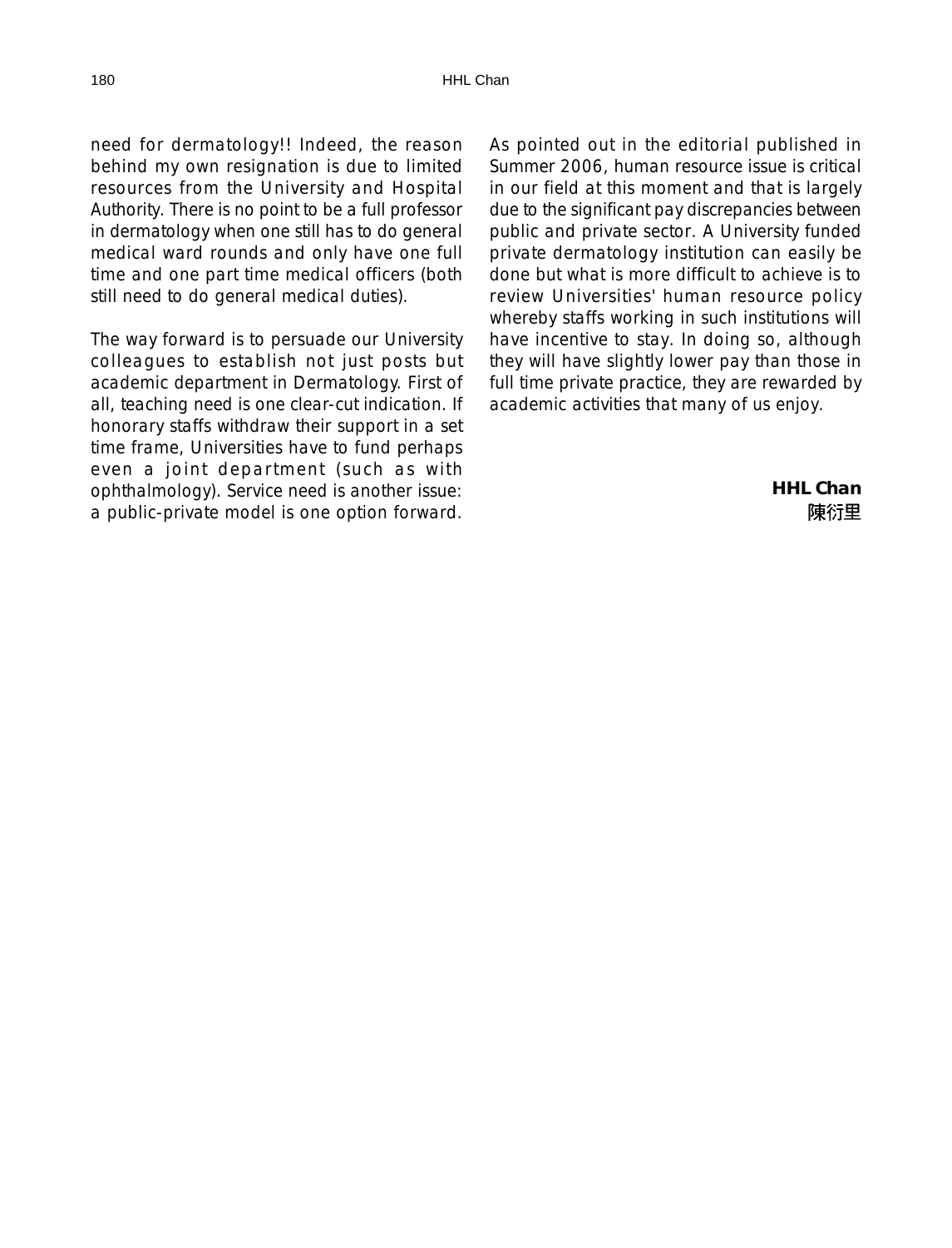need for dermatology!! Indeed, the reason behind my own resignation is due to limited resources from the University and Hospital Authority. There is no point to be a full professor in dermatology when one still has to do general medical ward rounds and only have one full time and one part time medical officers (both still need to do general medical duties).

The way forward is to persuade our University colleagues to establish not just posts but academic department in Dermatology. First of all, teaching need is one clear-cut indication. If honorary staffs withdraw their support in a set time frame, Universities have to fund perhaps even a joint department (such as with ophthalmology). Service need is another issue: a public-private model is one option forward.

As pointed out in the editorial published in Summer 2006, human resource issue is critical in our field at this moment and that is largely due to the significant pay discrepancies between public and private sector. A University funded private dermatology institution can easily be done but what is more difficult to achieve is to review Universities' human resource policy whereby staffs working in such institutions will have incentive to stay. In doing so, although they will have slightly lower pay than those in full time private practice, they are rewarded by academic activities that many of us enjoy.

**HHL Chan**
陳衍里